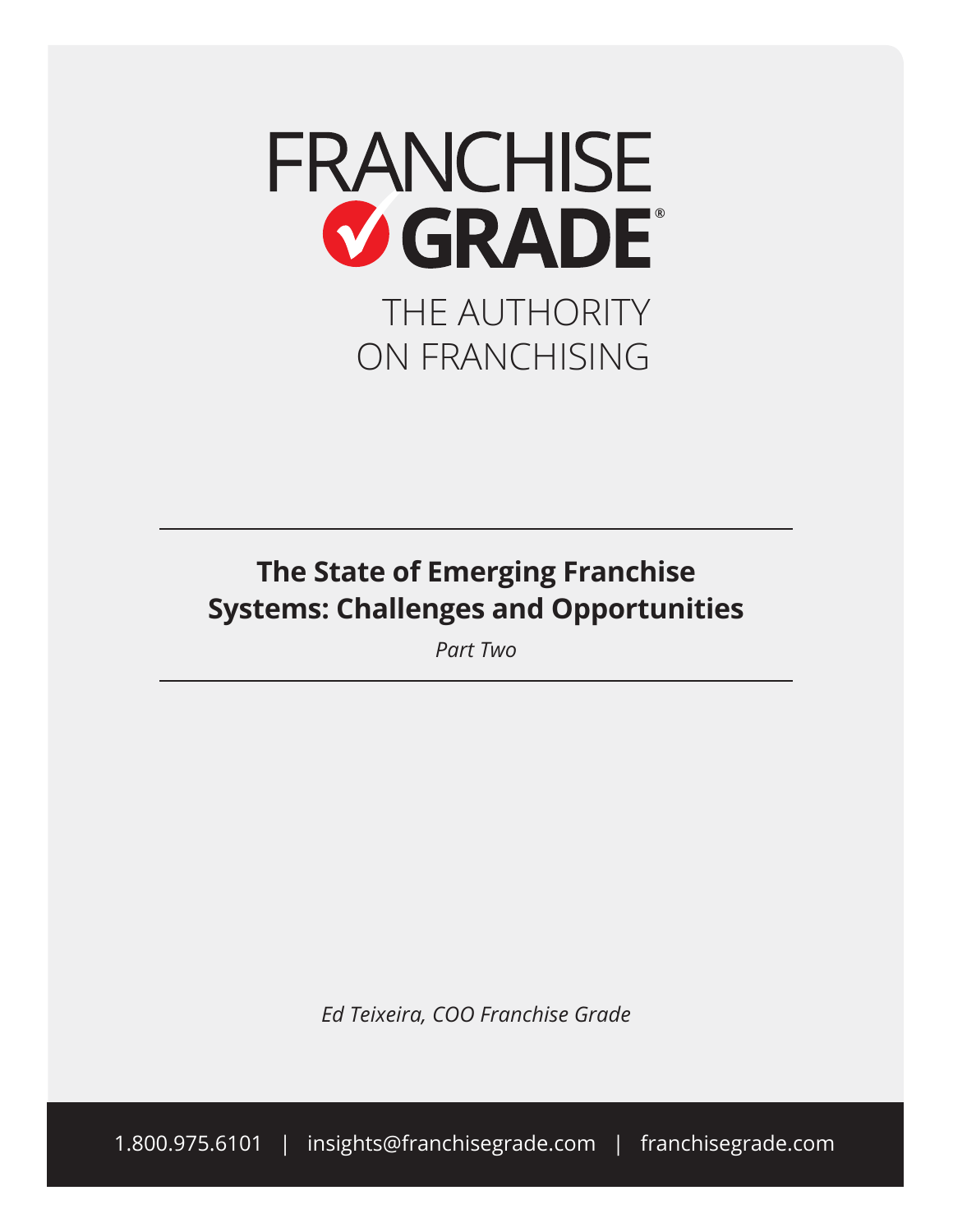FRANCHISE GRADE®

THE AUTHORITY ON FRANCHISING

# The State of Emerging Franchise Systems: Challenges and Opportunities

*Part Two*

*Ed Teixeira, COO Franchise Grade*

1.800.975.6101 | insights@franchisegrade.com | franchisegrade.com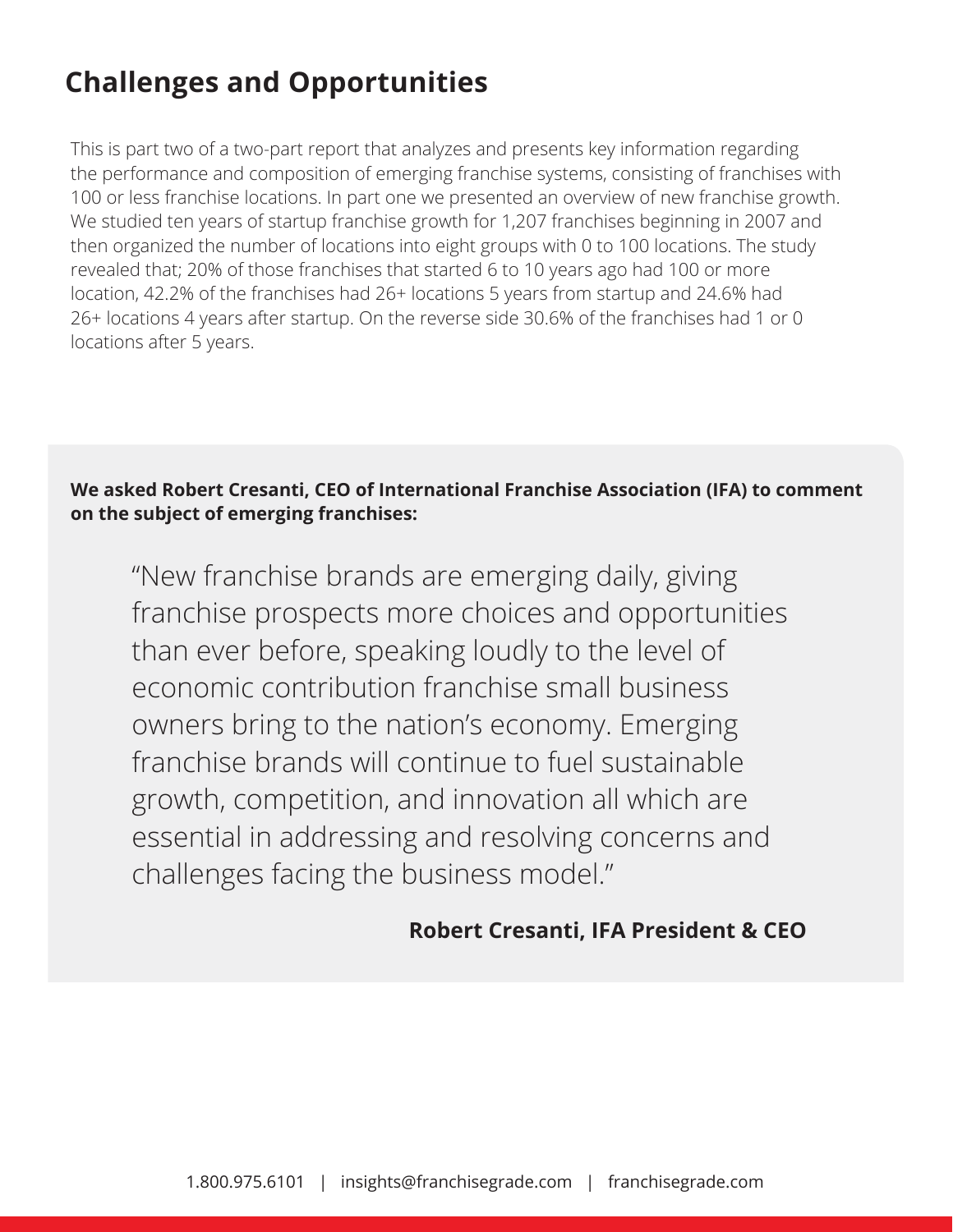# Challenges and Opportunities

This is part two of a two-part report that analyzes and presents key information regarding the performance and composition of emerging franchise systems, consisting of franchises with 100 or less franchise locations. In part one we presented an overview of new franchise growth. We studied ten years of startup franchise growth for 1,207 franchises beginning in 2007 and then organized the number of locations into eight groups with 0 to 100 locations. The study revealed that; 20% of those franchises that started 6 to 10 years ago had 100 or more location, 42.2% of the franchises had 26+ locations 5 years from startup and 24.6% had 26+ locations 4 years after startup. On the reverse side 30.6% of the franchises had 1 or 0 locations after 5 years.

**We asked Robert Cresanti, CEO of International Franchise Association (IFA) to comment on the subject of emerging franchises:**

> "New franchise brands are emerging daily, giving franchise prospects more choices and opportunities than ever before, speaking loudly to the level of economic contribution franchise small business owners bring to the nation's economy. Emerging franchise brands will continue to fuel sustainable growth, competition, and innovation all which are essential in addressing and resolving concerns and challenges facing the business model."

**Robert Cresanti, IFA President & CEO**

1.800.975.6101 | insights@franchisegrade.com | franchisegrade.com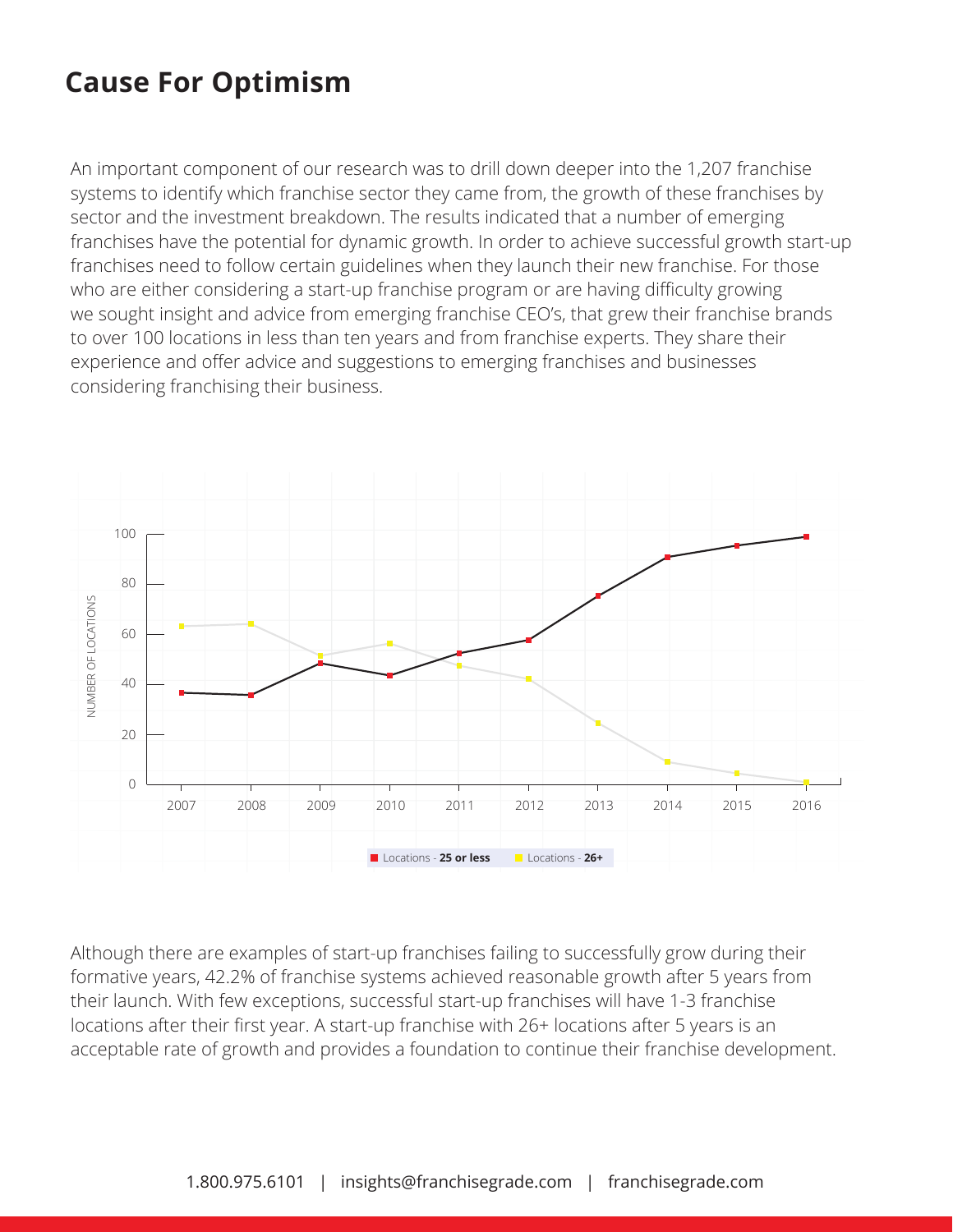# Cause For Optimism

An important component of our research was to drill down deeper into the 1,207 franchise systems to identify which franchise sector they came from, the growth of these franchises by sector and the investment breakdown. The results indicated that a number of emerging franchises have the potential for dynamic growth. In order to achieve successful growth start-up franchises need to follow certain guidelines when they launch their new franchise. For those who are either considering a start-up franchise program or are having difficulty growing we sought insight and advice from emerging franchise CEO's, that grew their franchise brands to over 100 locations in less than ten years and from franchise experts. They share their experience and offer advice and suggestions to emerging franchises and businesses considering franchising their business.

Although there are examples of start-up franchises failing to successfully grow during their formative years, 42.2% of franchise systems achieved reasonable growth after 5 years from their launch. With few exceptions, successful start-up franchises will have 1-3 franchise locations after their first year. A start-up franchise with 26+ locations after 5 years is an acceptable rate of growth and provides a foundation to continue their franchise development.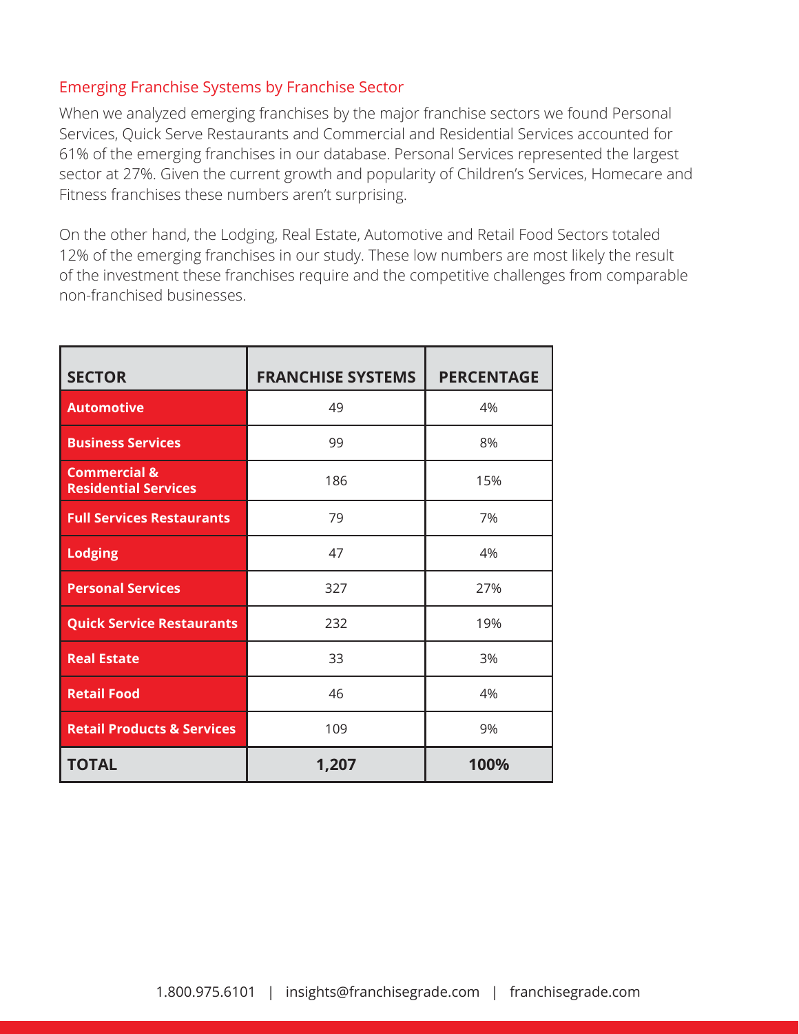## Emerging Franchise Systems by Franchise Sector

When we analyzed emerging franchises by the major franchise sectors we found Personal Services, Quick Serve Restaurants and Commercial and Residential Services accounted for 61% of the emerging franchises in our database. Personal Services represented the largest sector at 27%. Given the current growth and popularity of Children's Services, Homecare and Fitness franchises these numbers aren't surprising.

On the other hand, the Lodging, Real Estate, Automotive and Retail Food Sectors totaled 12% of the emerging franchises in our study. These low numbers are most likely the result of the investment these franchises require and the competitive challenges from comparable non-franchised businesses.

| SECTOR | FRANCHISE SYSTEMS | PERCENTAGE |
|---|---|---|
| **Automotive** | 49 | 4% |
| **Business Services** | 99 | 8% |
| **Commercial & Residential Services** | 186 | 15% |
| **Full Services Restaurants** | 79 | 7% |
| **Lodging** | 47 | 4% |
| **Personal Services** | 327 | 27% |
| **Quick Service Restaurants** | 232 | 19% |
| **Real Estate** | 33 | 3% |
| **Retail Food** | 46 | 4% |
| **Retail Products & Services** | 109 | 9% |
| **TOTAL** | **1,207** | **100%** |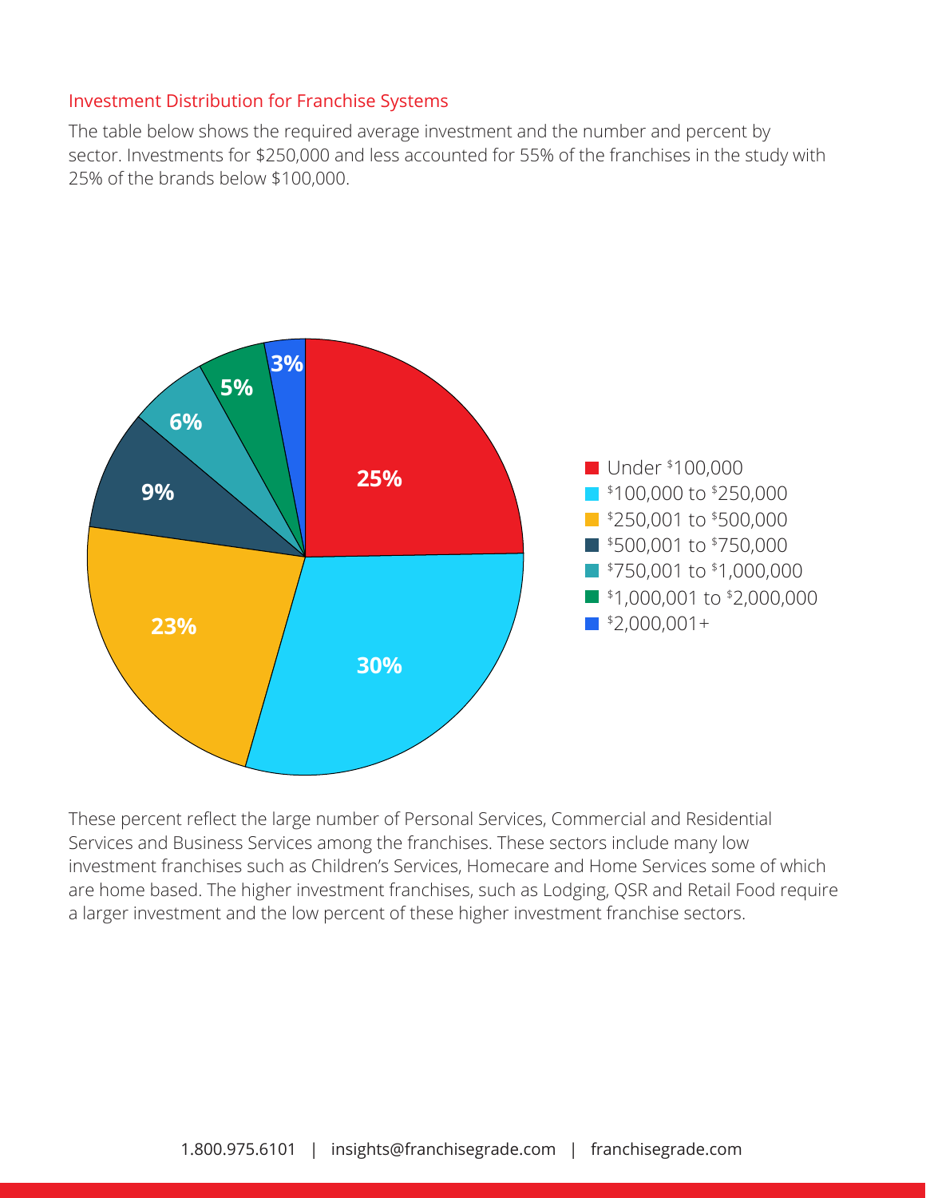## Investment Distribution for Franchise Systems

The table below shows the required average investment and the number and percent by sector. Investments for $250,000 and less accounted for 55% of the franchises in the study with 25% of the brands below $100,000.

| Investment Range | Percent |
|---|---|
| Under $100,000 | 25% |
| $100,000 to $250,000 | 30% |
| $250,001 to $500,000 | 23% |
| $500,001 to $750,000 | 9% |
| $750,001 to $1,000,000 | 6% |
| $1,000,001 to $2,000,000 | 5% |
| $2,000,001+ | 3% |

These percent reflect the large number of Personal Services, Commercial and Residential Services and Business Services among the franchises. These sectors include many low investment franchises such as Children's Services, Homecare and Home Services some of which are home based. The higher investment franchises, such as Lodging, QSR and Retail Food require a larger investment and the low percent of these higher investment franchise sectors.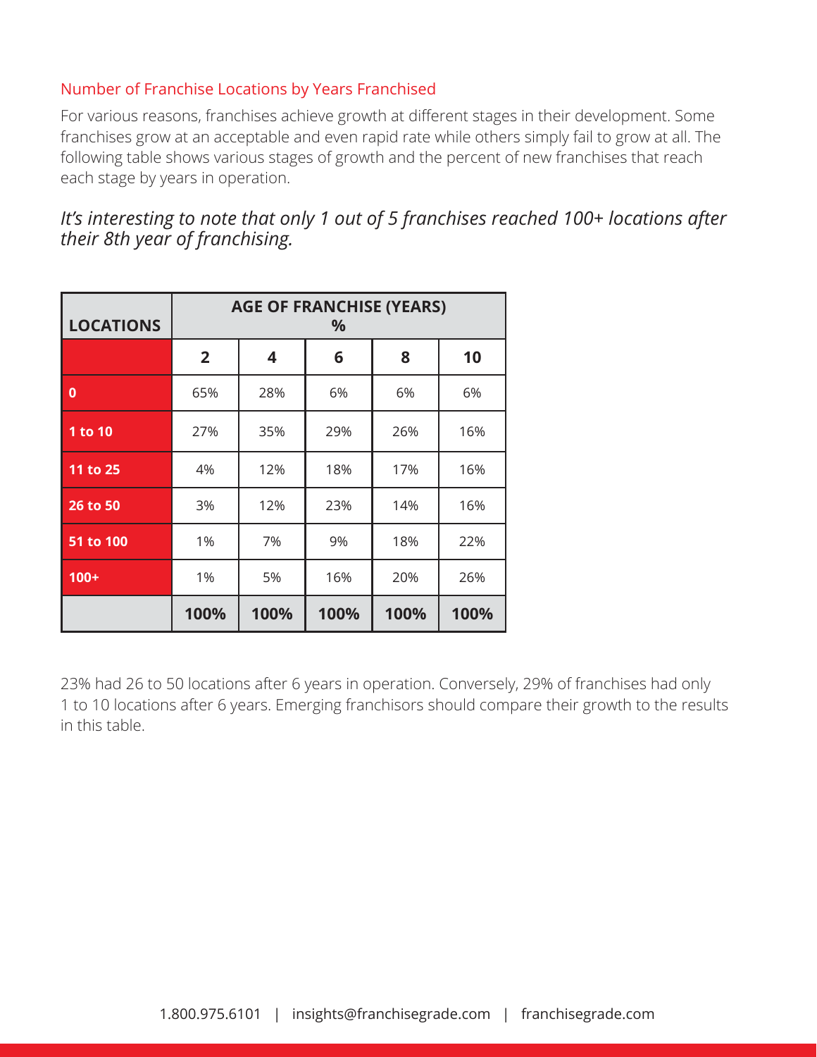## Number of Franchise Locations by Years Franchised

For various reasons, franchises achieve growth at different stages in their development. Some franchises grow at an acceptable and even rapid rate while others simply fail to grow at all. The following table shows various stages of growth and the percent of new franchises that reach each stage by years in operation.

*It's interesting to note that only 1 out of 5 franchises reached 100+ locations after their 8th year of franchising.*

| LOCATIONS | AGE OF FRANCHISE (YEARS) % | | | | |
|---|---|---|---|---|---|
| | **2** | **4** | **6** | **8** | **10** |
| **0** | 65% | 28% | 6% | 6% | 6% |
| **1 to 10** | 27% | 35% | 29% | 26% | 16% |
| **11 to 25** | 4% | 12% | 18% | 17% | 16% |
| **26 to 50** | 3% | 12% | 23% | 14% | 16% |
| **51 to 100** | 1% | 7% | 9% | 18% | 22% |
| **100+** | 1% | 5% | 16% | 20% | 26% |
| | **100%** | **100%** | **100%** | **100%** | **100%** |

23% had 26 to 50 locations after 6 years in operation. Conversely, 29% of franchises had only 1 to 10 locations after 6 years. Emerging franchisors should compare their growth to the results in this table.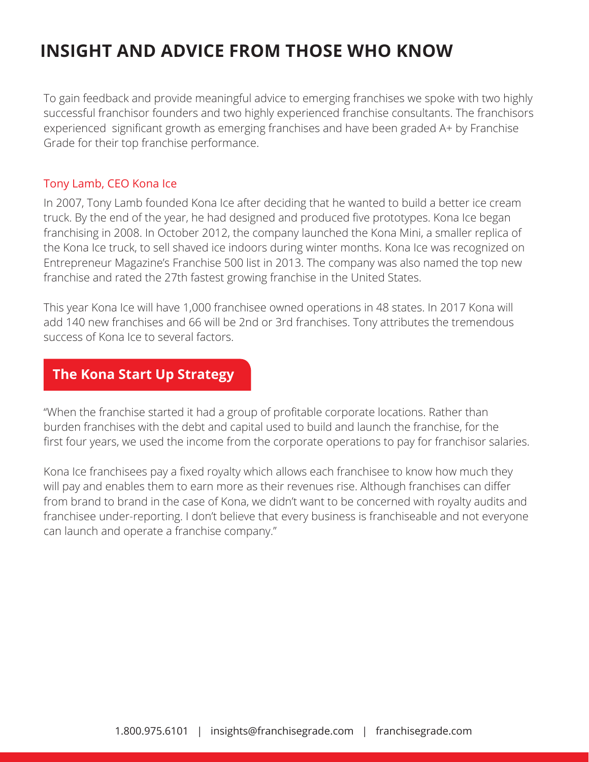# INSIGHT AND ADVICE FROM THOSE WHO KNOW

To gain feedback and provide meaningful advice to emerging franchises we spoke with two highly successful franchisor founders and two highly experienced franchise consultants. The franchisors experienced significant growth as emerging franchises and have been graded A+ by Franchise Grade for their top franchise performance.

### Tony Lamb, CEO Kona Ice

In 2007, Tony Lamb founded Kona Ice after deciding that he wanted to build a better ice cream truck. By the end of the year, he had designed and produced five prototypes. Kona Ice began franchising in 2008. In October 2012, the company launched the Kona Mini, a smaller replica of the Kona Ice truck, to sell shaved ice indoors during winter months. Kona Ice was recognized on Entrepreneur Magazine's Franchise 500 list in 2013. The company was also named the top new franchise and rated the 27th fastest growing franchise in the United States.

This year Kona Ice will have 1,000 franchisee owned operations in 48 states. In 2017 Kona will add 140 new franchises and 66 will be 2nd or 3rd franchises. Tony attributes the tremendous success of Kona Ice to several factors.

## The Kona Start Up Strategy

"When the franchise started it had a group of profitable corporate locations. Rather than burden franchises with the debt and capital used to build and launch the franchise, for the first four years, we used the income from the corporate operations to pay for franchisor salaries.

Kona Ice franchisees pay a fixed royalty which allows each franchisee to know how much they will pay and enables them to earn more as their revenues rise. Although franchises can differ from brand to brand in the case of Kona, we didn't want to be concerned with royalty audits and franchisee under-reporting. I don't believe that every business is franchiseable and not everyone can launch and operate a franchise company."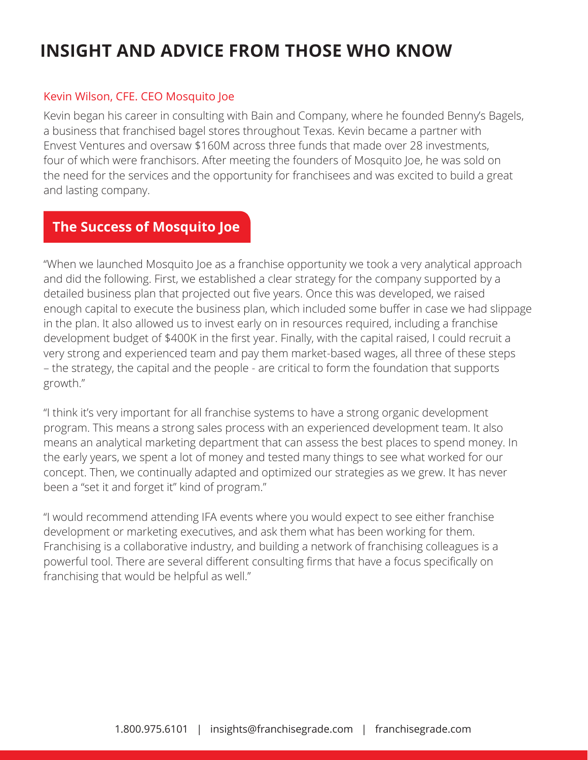# INSIGHT AND ADVICE FROM THOSE WHO KNOW

Kevin Wilson, CFE. CEO Mosquito Joe

Kevin began his career in consulting with Bain and Company, where he founded Benny's Bagels, a business that franchised bagel stores throughout Texas. Kevin became a partner with Envest Ventures and oversaw $160M across three funds that made over 28 investments, four of which were franchisors. After meeting the founders of Mosquito Joe, he was sold on the need for the services and the opportunity for franchisees and was excited to build a great and lasting company.

## The Success of Mosquito Joe

"When we launched Mosquito Joe as a franchise opportunity we took a very analytical approach and did the following. First, we established a clear strategy for the company supported by a detailed business plan that projected out five years. Once this was developed, we raised enough capital to execute the business plan, which included some buffer in case we had slippage in the plan. It also allowed us to invest early on in resources required, including a franchise development budget of $400K in the first year. Finally, with the capital raised, I could recruit a very strong and experienced team and pay them market-based wages, all three of these steps – the strategy, the capital and the people - are critical to form the foundation that supports growth."

"I think it's very important for all franchise systems to have a strong organic development program. This means a strong sales process with an experienced development team. It also means an analytical marketing department that can assess the best places to spend money. In the early years, we spent a lot of money and tested many things to see what worked for our concept. Then, we continually adapted and optimized our strategies as we grew. It has never been a "set it and forget it" kind of program."

"I would recommend attending IFA events where you would expect to see either franchise development or marketing executives, and ask them what has been working for them. Franchising is a collaborative industry, and building a network of franchising colleagues is a powerful tool. There are several different consulting firms that have a focus specifically on franchising that would be helpful as well."

1.800.975.6101 | insights@franchisegrade.com | franchisegrade.com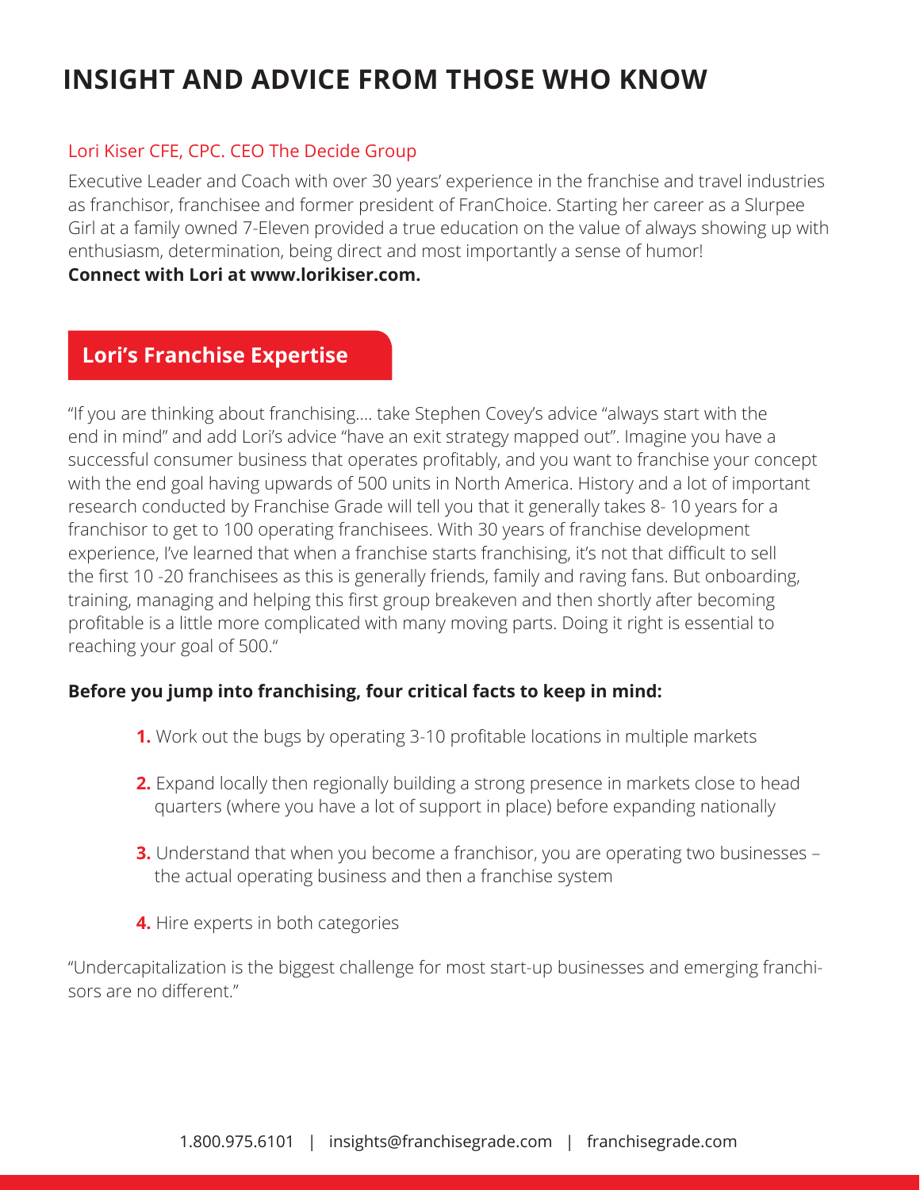# INSIGHT AND ADVICE FROM THOSE WHO KNOW

Lori Kiser CFE, CPC. CEO The Decide Group

Executive Leader and Coach with over 30 years' experience in the franchise and travel industries as franchisor, franchisee and former president of FranChoice. Starting her career as a Slurpee Girl at a family owned 7-Eleven provided a true education on the value of always showing up with enthusiasm, determination, being direct and most importantly a sense of humor!
**Connect with Lori at www.lorikiser.com.**

## Lori's Franchise Expertise

"If you are thinking about franchising…. take Stephen Covey's advice "always start with the end in mind" and add Lori's advice "have an exit strategy mapped out". Imagine you have a successful consumer business that operates profitably, and you want to franchise your concept with the end goal having upwards of 500 units in North America. History and a lot of important research conducted by Franchise Grade will tell you that it generally takes 8- 10 years for a franchisor to get to 100 operating franchisees. With 30 years of franchise development experience, I've learned that when a franchise starts franchising, it's not that difficult to sell the first 10 -20 franchisees as this is generally friends, family and raving fans. But onboarding, training, managing and helping this first group breakeven and then shortly after becoming profitable is a little more complicated with many moving parts. Doing it right is essential to reaching your goal of 500."

**Before you jump into franchising, four critical facts to keep in mind:**

1. Work out the bugs by operating 3-10 profitable locations in multiple markets
2. Expand locally then regionally building a strong presence in markets close to head quarters (where you have a lot of support in place) before expanding nationally
3. Understand that when you become a franchisor, you are operating two businesses – the actual operating business and then a franchise system
4. Hire experts in both categories

"Undercapitalization is the biggest challenge for most start-up businesses and emerging franchisors are no different."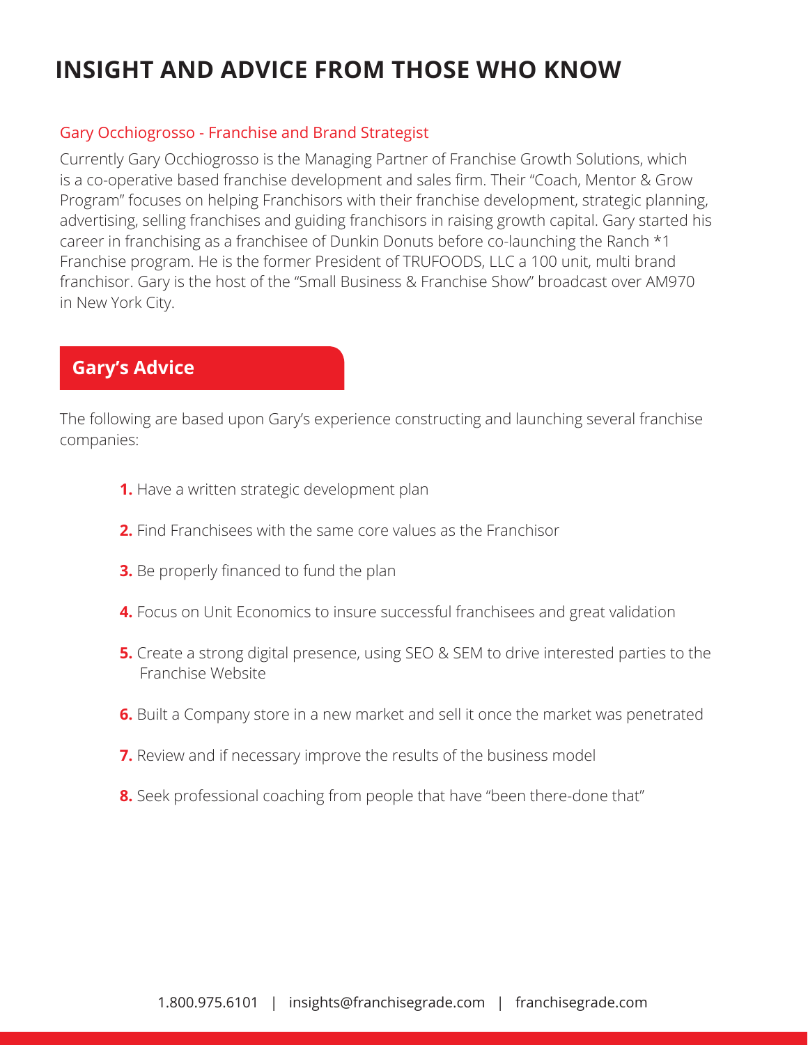# INSIGHT AND ADVICE FROM THOSE WHO KNOW

### Gary Occhiogrosso - Franchise and Brand Strategist

Currently Gary Occhiogrosso is the Managing Partner of Franchise Growth Solutions, which is a co-operative based franchise development and sales firm. Their "Coach, Mentor & Grow Program" focuses on helping Franchisors with their franchise development, strategic planning, advertising, selling franchises and guiding franchisors in raising growth capital. Gary started his career in franchising as a franchisee of Dunkin Donuts before co-launching the Ranch *1 Franchise program. He is the former President of TRUFOODS, LLC a 100 unit, multi brand franchisor. Gary is the host of the "Small Business & Franchise Show" broadcast over AM970 in New York City.

## Gary's Advice

The following are based upon Gary's experience constructing and launching several franchise companies:

1. Have a written strategic development plan
2. Find Franchisees with the same core values as the Franchisor
3. Be properly financed to fund the plan
4. Focus on Unit Economics to insure successful franchisees and great validation
5. Create a strong digital presence, using SEO & SEM to drive interested parties to the Franchise Website
6. Built a Company store in a new market and sell it once the market was penetrated
7. Review and if necessary improve the results of the business model
8. Seek professional coaching from people that have "been there-done that"

1.800.975.6101 | insights@franchisegrade.com | franchisegrade.com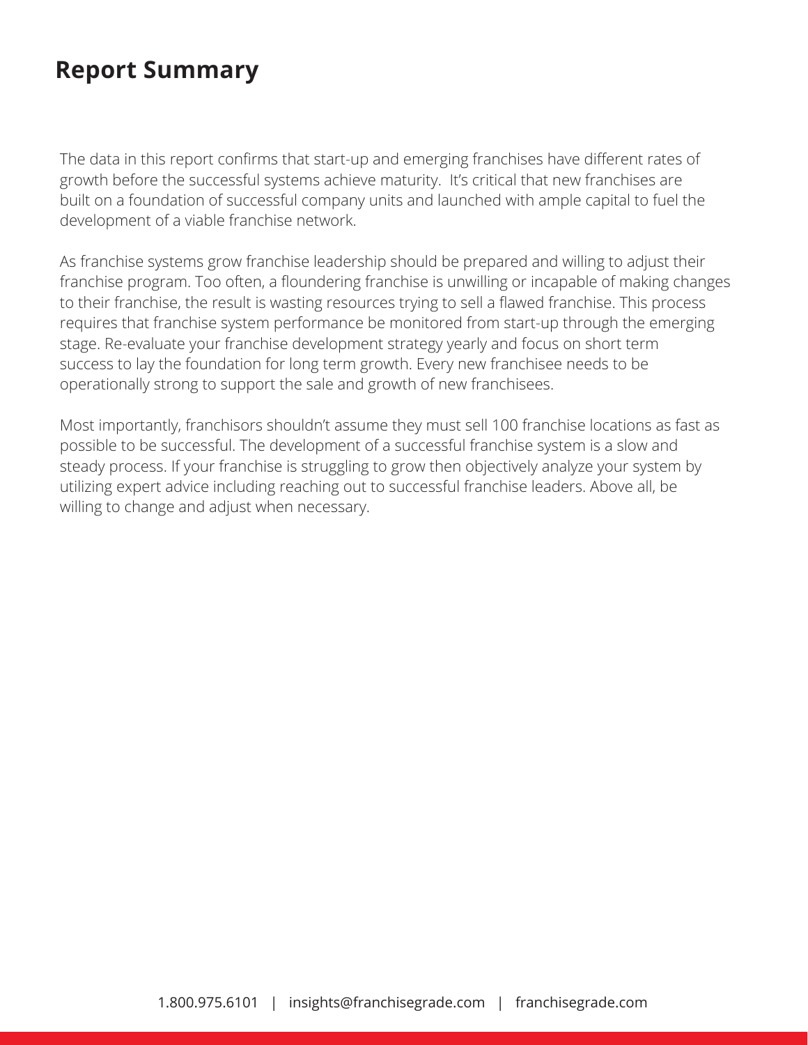# Report Summary

The data in this report confirms that start-up and emerging franchises have different rates of growth before the successful systems achieve maturity.  It's critical that new franchises are built on a foundation of successful company units and launched with ample capital to fuel the development of a viable franchise network.

As franchise systems grow franchise leadership should be prepared and willing to adjust their franchise program. Too often, a floundering franchise is unwilling or incapable of making changes to their franchise, the result is wasting resources trying to sell a flawed franchise. This process requires that franchise system performance be monitored from start-up through the emerging stage. Re-evaluate your franchise development strategy yearly and focus on short term success to lay the foundation for long term growth. Every new franchisee needs to be operationally strong to support the sale and growth of new franchisees.

Most importantly, franchisors shouldn't assume they must sell 100 franchise locations as fast as possible to be successful. The development of a successful franchise system is a slow and steady process. If your franchise is struggling to grow then objectively analyze your system by utilizing expert advice including reaching out to successful franchise leaders. Above all, be willing to change and adjust when necessary.

1.800.975.6101 | insights@franchisegrade.com | franchisegrade.com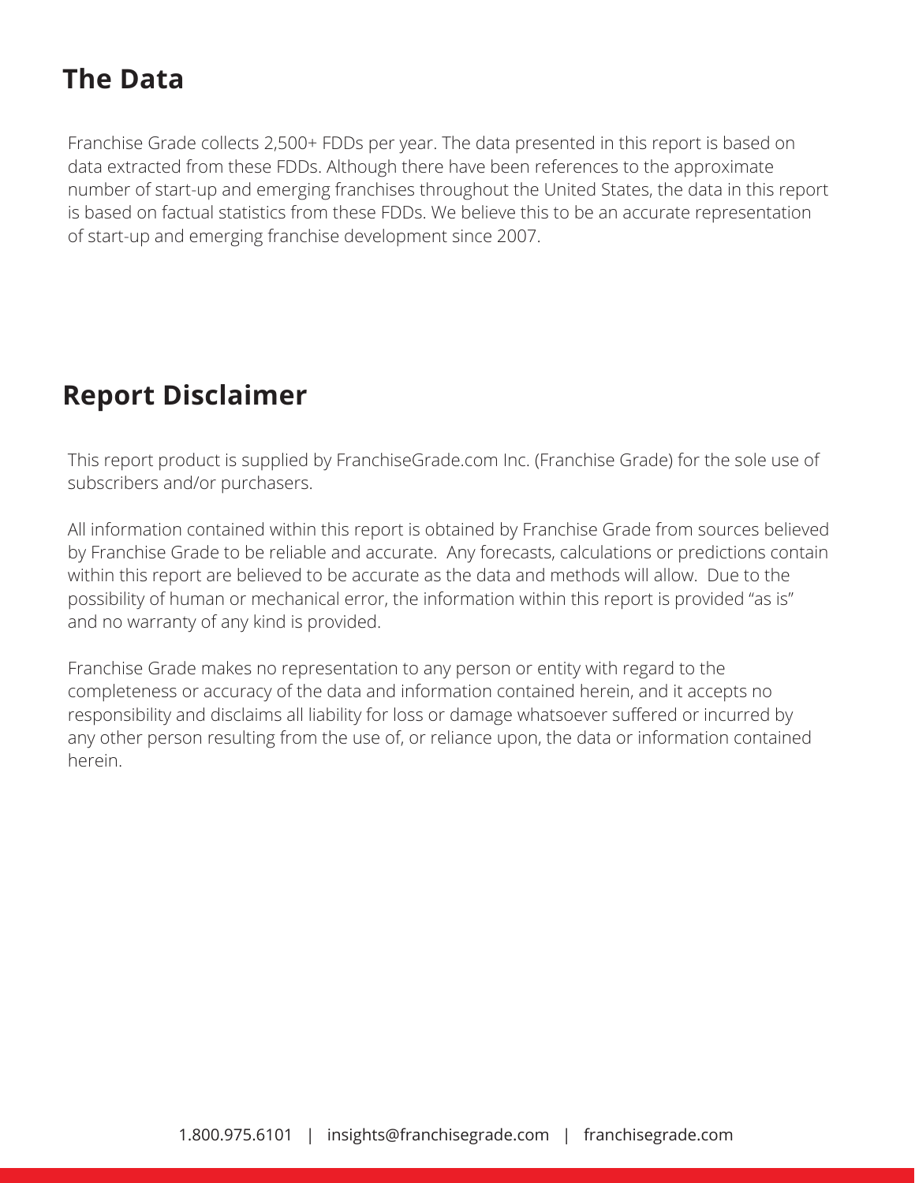## The Data

Franchise Grade collects 2,500+ FDDs per year. The data presented in this report is based on data extracted from these FDDs. Although there have been references to the approximate number of start-up and emerging franchises throughout the United States, the data in this report is based on factual statistics from these FDDs. We believe this to be an accurate representation of start-up and emerging franchise development since 2007.

## Report Disclaimer

This report product is supplied by FranchiseGrade.com Inc. (Franchise Grade) for the sole use of subscribers and/or purchasers.

All information contained within this report is obtained by Franchise Grade from sources believed by Franchise Grade to be reliable and accurate. Any forecasts, calculations or predictions contain within this report are believed to be accurate as the data and methods will allow. Due to the possibility of human or mechanical error, the information within this report is provided "as is" and no warranty of any kind is provided.

Franchise Grade makes no representation to any person or entity with regard to the completeness or accuracy of the data and information contained herein, and it accepts no responsibility and disclaims all liability for loss or damage whatsoever suffered or incurred by any other person resulting from the use of, or reliance upon, the data or information contained herein.

1.800.975.6101 | insights@franchisegrade.com | franchisegrade.com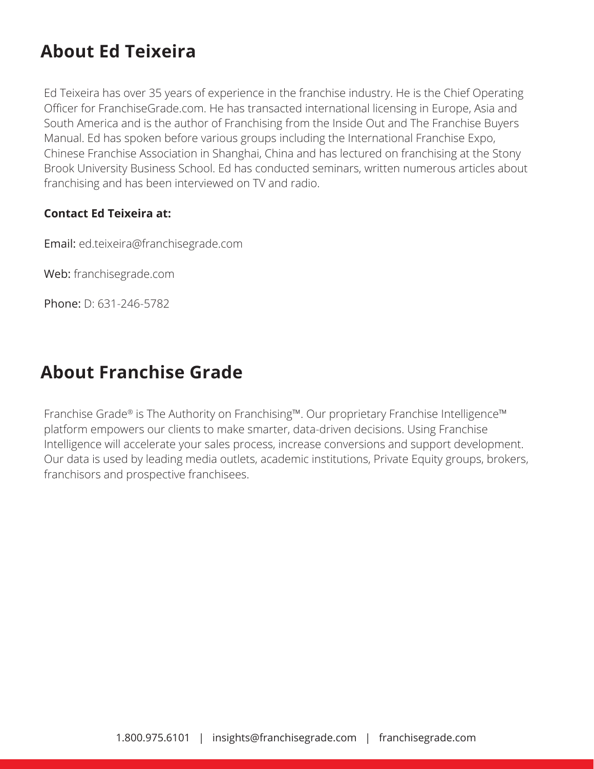## About Ed Teixeira

Ed Teixeira has over 35 years of experience in the franchise industry. He is the Chief Operating Officer for FranchiseGrade.com. He has transacted international licensing in Europe, Asia and South America and is the author of Franchising from the Inside Out and The Franchise Buyers Manual. Ed has spoken before various groups including the International Franchise Expo, Chinese Franchise Association in Shanghai, China and has lectured on franchising at the Stony Brook University Business School. Ed has conducted seminars, written numerous articles about franchising and has been interviewed on TV and radio.

**Contact Ed Teixeira at:**

Email: ed.teixeira@franchisegrade.com

Web: franchisegrade.com

Phone: D: 631-246-5782

## About Franchise Grade

Franchise Grade® is The Authority on Franchising™. Our proprietary Franchise Intelligence™ platform empowers our clients to make smarter, data-driven decisions. Using Franchise Intelligence will accelerate your sales process, increase conversions and support development. Our data is used by leading media outlets, academic institutions, Private Equity groups, brokers, franchisors and prospective franchisees.

1.800.975.6101 | insights@franchisegrade.com | franchisegrade.com